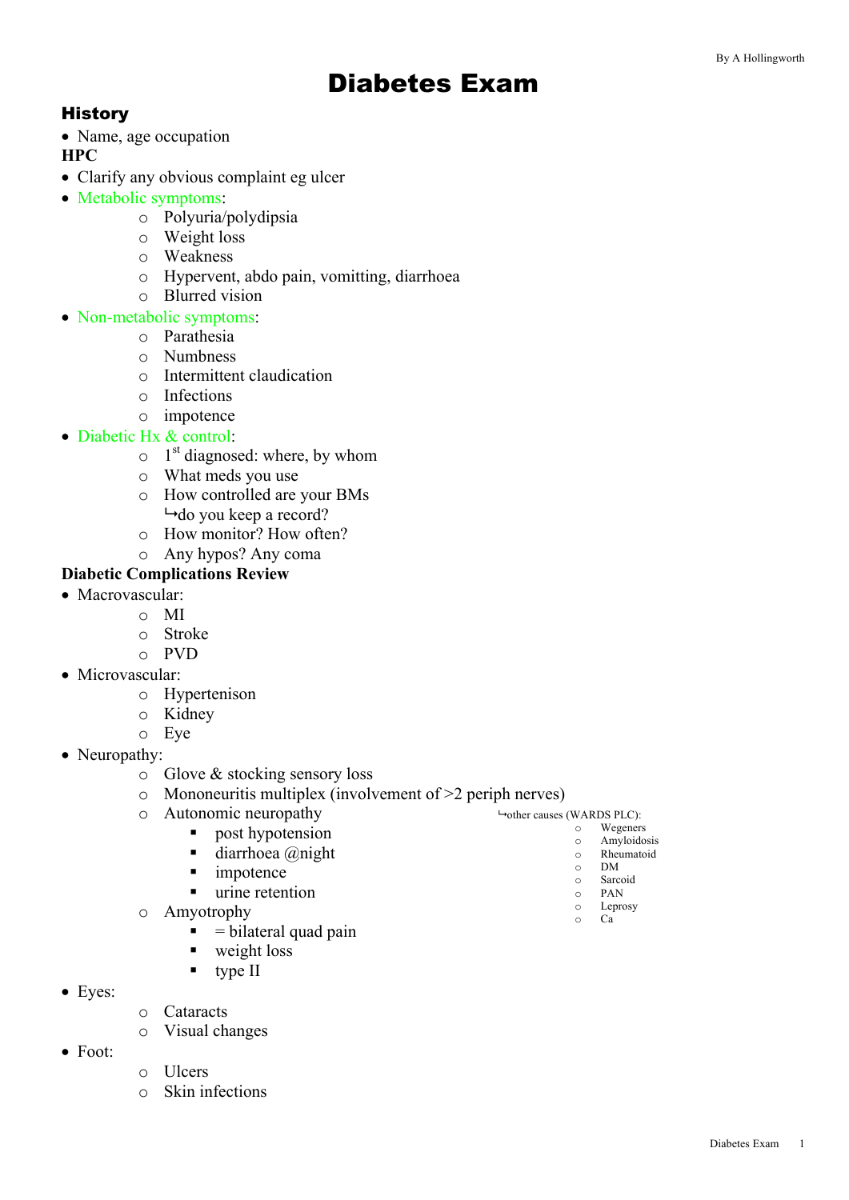# Diabetes Exam

## History

- Name, age occupation

**HPC**

- Clarify any obvious complaint eg ulcer
- Metabolic symptoms:
    - Polyuria/polydipsia
    - Weight loss
    - Weakness
    - Hypervent, abdo pain, vomitting, diarrhoea
    - Blurred vision
- Non-metabolic symptoms:
    - Parathesia
    - Numbness
    - Intermittent claudication
    - Infections
    - impotence
- Diabetic Hx & control:
    - 1st diagnosed: where, by whom
    - What meds you use
    - How controlled are your BMs
      ↳do you keep a record?
    - How monitor? How often?
    - Any hypos? Any coma

**Diabetic Complications Review**

- Macrovascular:
    - MI
    - Stroke
    - PVD
- Microvascular:
    - Hypertenison
    - Kidney
    - Eye
- Neuropathy:
    - Glove & stocking sensory loss
    - Mononeuritis multiplex (involvement of >2 periph nerves)
      ↳other causes (WARDS PLC):
        - Wegeners
        - Amyloidosis
        - Rheumatoid
        - DM
        - Sarcoid
        - PAN
        - Leprosy
        - Ca
    - Autonomic neuropathy
        - post hypotension
        - diarrhoea @night
        - impotence
        - urine retention
    - Amyotrophy
        - = bilateral quad pain
        - weight loss
        - type II
- Eyes:
    - Cataracts
    - Visual changes
- Foot:
    - Ulcers
    - Skin infections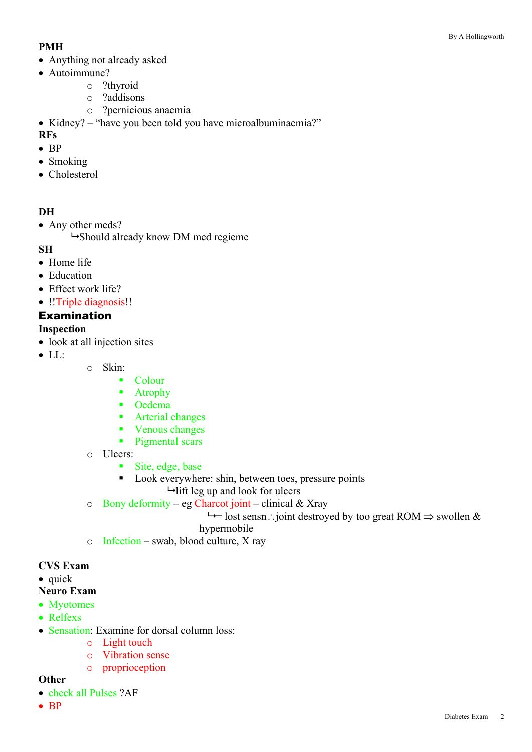**PMH**
- Anything not already asked
- Autoimmune?
  - ?thyroid
  - ?addisons
  - ?pernicious anaemia
- Kidney? – “have you been told you have microalbuminaemia?”

**RFs**
- BP
- Smoking
- Cholesterol

**DH**
- Any other meds?
  ↳Should already know DM med regieme

**SH**
- Home life
- Education
- Effect work life?
- !!Triple diagnosis!!

## Examination

**Inspection**
- look at all injection sites
- LL:
  - Skin:
    - Colour
    - Atrophy
    - Oedema
    - Arterial changes
    - Venous changes
    - Pigmental scars
  - Ulcers:
    - Site, edge, base
    - Look everywhere: shin, between toes, pressure points
      ↳lift leg up and look for ulcers
  - Bony deformity – eg Charcot joint – clinical & Xray
    ↳= lost sensn∴joint destroyed by too great ROM ⇒ swollen & hypermobile
  - Infection – swab, blood culture, X ray

**CVS Exam**
- quick

**Neuro Exam**
- Myotomes
- Relfexs
- Sensation: Examine for dorsal column loss:
  - Light touch
  - Vibration sense
  - proprioception

**Other**
- check all Pulses ?AF
- BP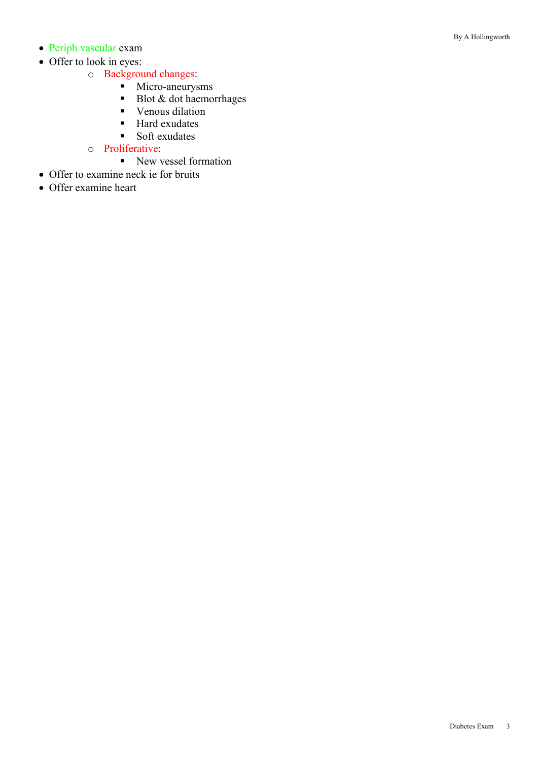- Periph vascular exam
- Offer to look in eyes:
  - Background changes:
    - Micro-aneurysms
    - Blot & dot haemorrhages
    - Venous dilation
    - Hard exudates
    - Soft exudates
  - Proliferative:
    - New vessel formation
- Offer to examine neck ie for bruits
- Offer examine heart